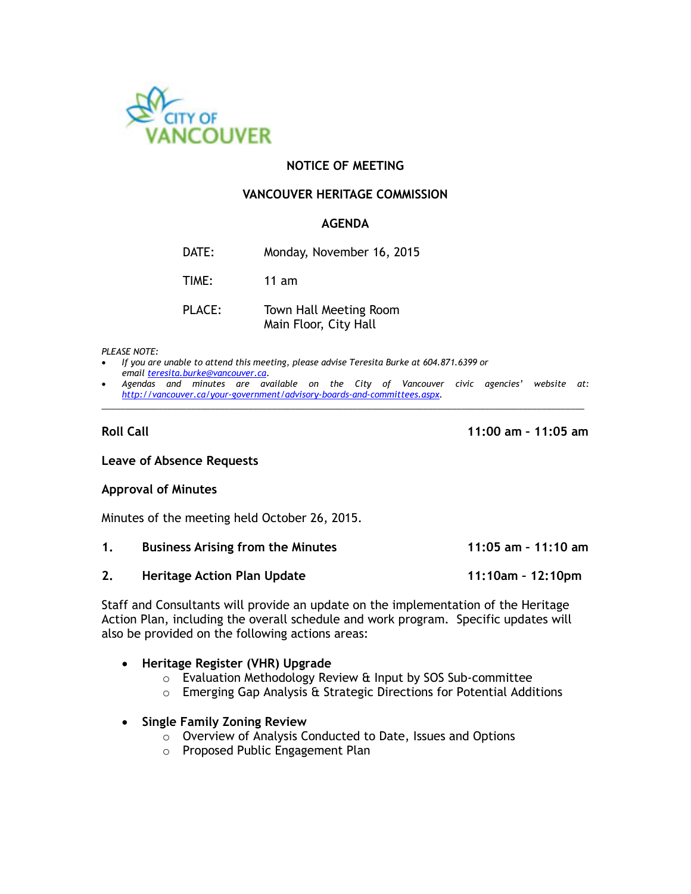CITY OF VANCOUVER

**NOTICE OF MEETING**

**VANCOUVER HERITAGE COMMISSION**

**AGENDA**

DATE: Monday, November 16, 2015

TIME: 11 am

PLACE: Town Hall Meeting Room
Main Floor, City Hall

*PLEASE NOTE:*

- *If you are unable to attend this meeting, please advise Teresita Burke at 604.871.6399 or email [teresita.burke@vancouver.ca](mailto:teresita.burke@vancouver.ca).*
- *Agendas and minutes are available on the City of Vancouver civic agencies' website at: [http://vancouver.ca/your-government/advisory-boards-and-committees.aspx](http://vancouver.ca/your-government/advisory-boards-and-committees.aspx).*

---

**Roll Call** **11:00 am – 11:05 am**

**Leave of Absence Requests**

**Approval of Minutes**

Minutes of the meeting held October 26, 2015.

**1. Business Arising from the Minutes** **11:05 am – 11:10 am**

**2. Heritage Action Plan Update** **11:10am – 12:10pm**

Staff and Consultants will provide an update on the implementation of the Heritage Action Plan, including the overall schedule and work program. Specific updates will also be provided on the following actions areas:

- **Heritage Register (VHR) Upgrade**
  - Evaluation Methodology Review & Input by SOS Sub-committee
  - Emerging Gap Analysis & Strategic Directions for Potential Additions

- **Single Family Zoning Review**
  - Overview of Analysis Conducted to Date, Issues and Options
  - Proposed Public Engagement Plan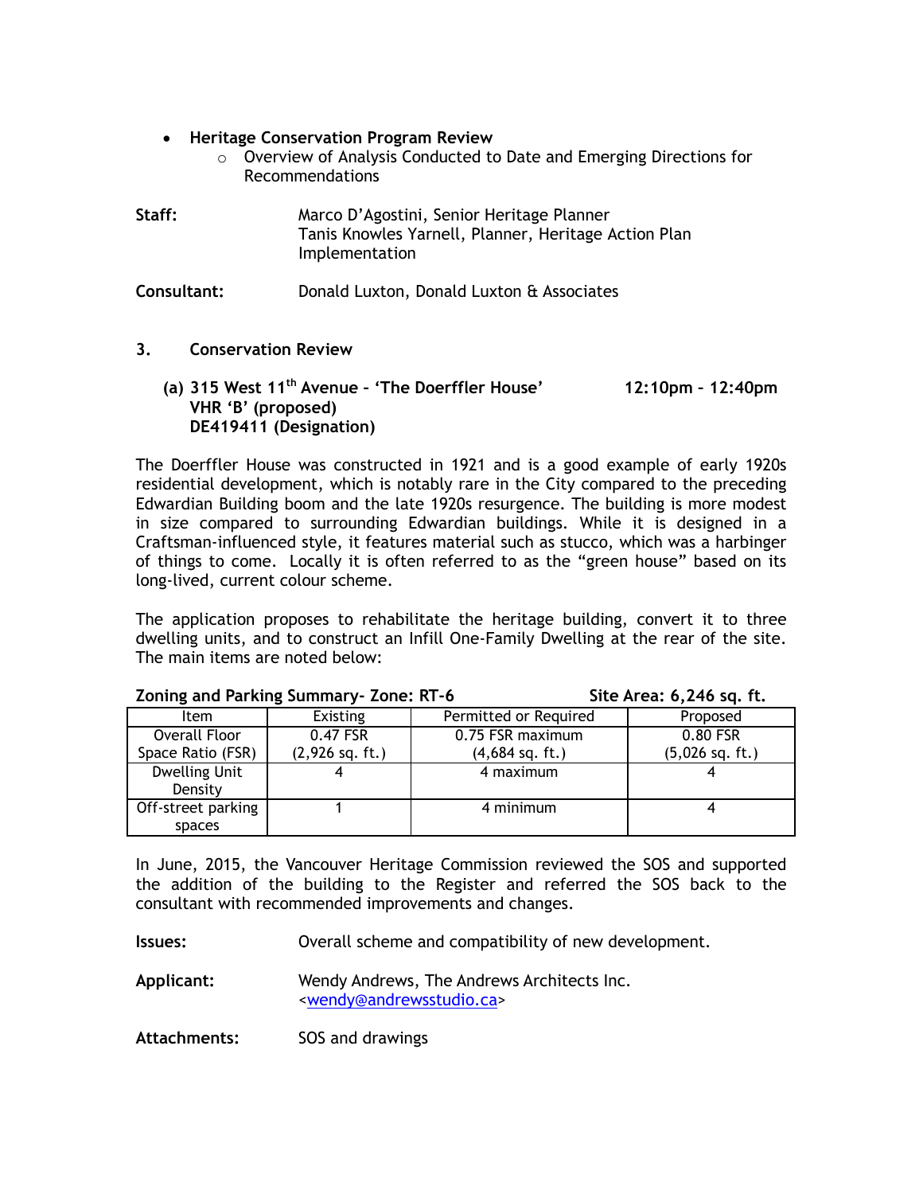- **Heritage Conservation Program Review**
    - Overview of Analysis Conducted to Date and Emerging Directions for Recommendations

**Staff:** Marco D'Agostini, Senior Heritage Planner
Tanis Knowles Yarnell, Planner, Heritage Action Plan Implementation

**Consultant:** Donald Luxton, Donald Luxton & Associates

## 3. Conservation Review

### (a) 315 West 11th Avenue – 'The Doerffler House' 12:10pm – 12:40pm
**VHR 'B' (proposed)**
**DE419411 (Designation)**

The Doerffler House was constructed in 1921 and is a good example of early 1920s residential development, which is notably rare in the City compared to the preceding Edwardian Building boom and the late 1920s resurgence. The building is more modest in size compared to surrounding Edwardian buildings. While it is designed in a Craftsman-influenced style, it features material such as stucco, which was a harbinger of things to come. Locally it is often referred to as the "green house" based on its long-lived, current colour scheme.

The application proposes to rehabilitate the heritage building, convert it to three dwelling units, and to construct an Infill One-Family Dwelling at the rear of the site. The main items are noted below:

**Zoning and Parking Summary- Zone: RT-6** **Site Area: 6,246 sq. ft.**

| Item | Existing | Permitted or Required | Proposed |
|---|---|---|---|
| Overall Floor Space Ratio (FSR) | 0.47 FSR (2,926 sq. ft.) | 0.75 FSR maximum (4,684 sq. ft.) | 0.80 FSR (5,026 sq. ft.) |
| Dwelling Unit Density | 4 | 4 maximum | 4 |
| Off-street parking spaces | 1 | 4 minimum | 4 |

In June, 2015, the Vancouver Heritage Commission reviewed the SOS and supported the addition of the building to the Register and referred the SOS back to the consultant with recommended improvements and changes.

**Issues:** Overall scheme and compatibility of new development.

**Applicant:** Wendy Andrews, The Andrews Architects Inc.
<wendy@andrewsstudio.ca>

**Attachments:** SOS and drawings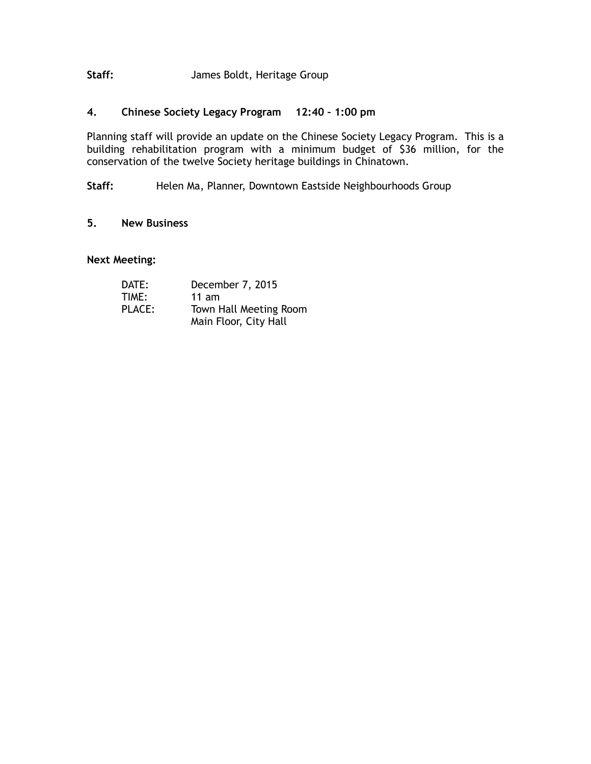**Staff:** James Boldt, Heritage Group

**4. Chinese Society Legacy Program 12:40 – 1:00 pm**

Planning staff will provide an update on the Chinese Society Legacy Program. This is a building rehabilitation program with a minimum budget of $36 million, for the conservation of the twelve Society heritage buildings in Chinatown.

**Staff:** Helen Ma, Planner, Downtown Eastside Neighbourhoods Group

**5. New Business**

**Next Meeting:**

DATE: December 7, 2015
TIME: 11 am
PLACE: Town Hall Meeting Room
Main Floor, City Hall